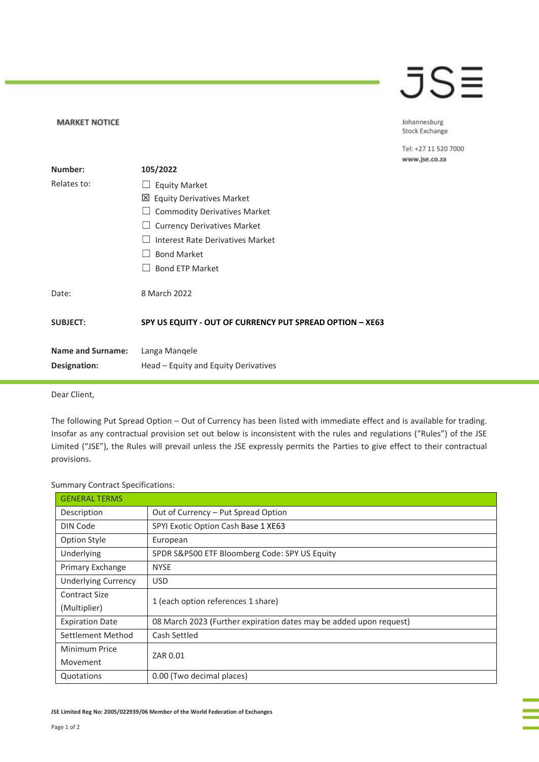**MARKET NOTICE**

Johannesburg Stock Exchange

Tel: +27 11 520 7000
www.jse.co.za

| | |
|---|---|
| **Number:** | **105/2022** |
| Relates to: | ☐ Equity Market<br>☒ Equity Derivatives Market<br>☐ Commodity Derivatives Market<br>☐ Currency Derivatives Market<br>☐ Interest Rate Derivatives Market<br>☐ Bond Market<br>☐ Bond ETP Market |
| Date: | 8 March 2022 |
| **SUBJECT:** | **SPY US EQUITY - OUT OF CURRENCY PUT SPREAD OPTION – XE63** |
| **Name and Surname:** | Langa Manqele |
| **Designation:** | Head – Equity and Equity Derivatives |

Dear Client,

The following Put Spread Option – Out of Currency has been listed with immediate effect and is available for trading. Insofar as any contractual provision set out below is inconsistent with the rules and regulations ("Rules") of the JSE Limited ("JSE"), the Rules will prevail unless the JSE expressly permits the Parties to give effect to their contractual provisions.

Summary Contract Specifications:

| GENERAL TERMS | |
|---|---|
| Description | Out of Currency – Put Spread Option |
| DIN Code | SPYI Exotic Option Cash Base 1 XE63 |
| Option Style | European |
| Underlying | SPDR S&P500 ETF Bloomberg Code: SPY US Equity |
| Primary Exchange | NYSE |
| Underlying Currency | USD |
| Contract Size (Multiplier) | 1 (each option references 1 share) |
| Expiration Date | 08 March 2023 (Further expiration dates may be added upon request) |
| Settlement Method | Cash Settled |
| Minimum Price Movement | ZAR 0.01 |
| Quotations | 0.00 (Two decimal places) |

JSE Limited Reg No: 2005/022939/06 Member of the World Federation of Exchanges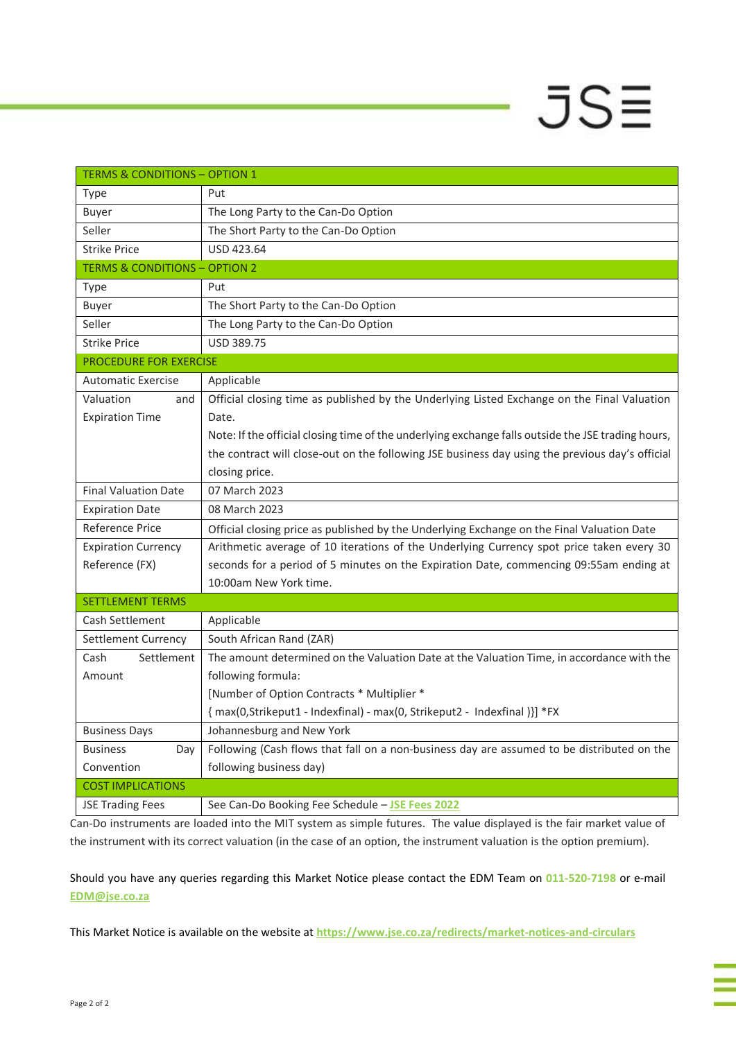| | |
|---|---|
| **TERMS & CONDITIONS – OPTION 1** | |
| Type | Put |
| Buyer | The Long Party to the Can-Do Option |
| Seller | The Short Party to the Can-Do Option |
| Strike Price | USD 423.64 |
| **TERMS & CONDITIONS – OPTION 2** | |
| Type | Put |
| Buyer | The Short Party to the Can-Do Option |
| Seller | The Long Party to the Can-Do Option |
| Strike Price | USD 389.75 |
| **PROCEDURE FOR EXERCISE** | |
| Automatic Exercise | Applicable |
| Valuation and Expiration Time | Official closing time as published by the Underlying Listed Exchange on the Final Valuation Date.<br>Note: If the official closing time of the underlying exchange falls outside the JSE trading hours, the contract will close-out on the following JSE business day using the previous day's official closing price. |
| Final Valuation Date | 07 March 2023 |
| Expiration Date | 08 March 2023 |
| Reference Price | Official closing price as published by the Underlying Exchange on the Final Valuation Date |
| Expiration Currency Reference (FX) | Arithmetic average of 10 iterations of the Underlying Currency spot price taken every 30 seconds for a period of 5 minutes on the Expiration Date, commencing 09:55am ending at 10:00am New York time. |
| **SETTLEMENT TERMS** | |
| Cash Settlement | Applicable |
| Settlement Currency | South African Rand (ZAR) |
| Cash Settlement Amount | The amount determined on the Valuation Date at the Valuation Time, in accordance with the following formula:<br>[Number of Option Contracts * Multiplier *<br>{ max(0,Strikeput1 - Indexfinal) - max(0, Strikeput2 - Indexfinal )}] *FX |
| Business Days | Johannesburg and New York |
| Business Day Convention | Following (Cash flows that fall on a non-business day are assumed to be distributed on the following business day) |
| **COST IMPLICATIONS** | |
| JSE Trading Fees | See Can-Do Booking Fee Schedule – JSE Fees 2022 |

Can-Do instruments are loaded into the MIT system as simple futures. The value displayed is the fair market value of the instrument with its correct valuation (in the case of an option, the instrument valuation is the option premium).

Should you have any queries regarding this Market Notice please contact the EDM Team on 011-520-7198 or e-mail EDM@jse.co.za

This Market Notice is available on the website at https://www.jse.co.za/redirects/market-notices-and-circulars